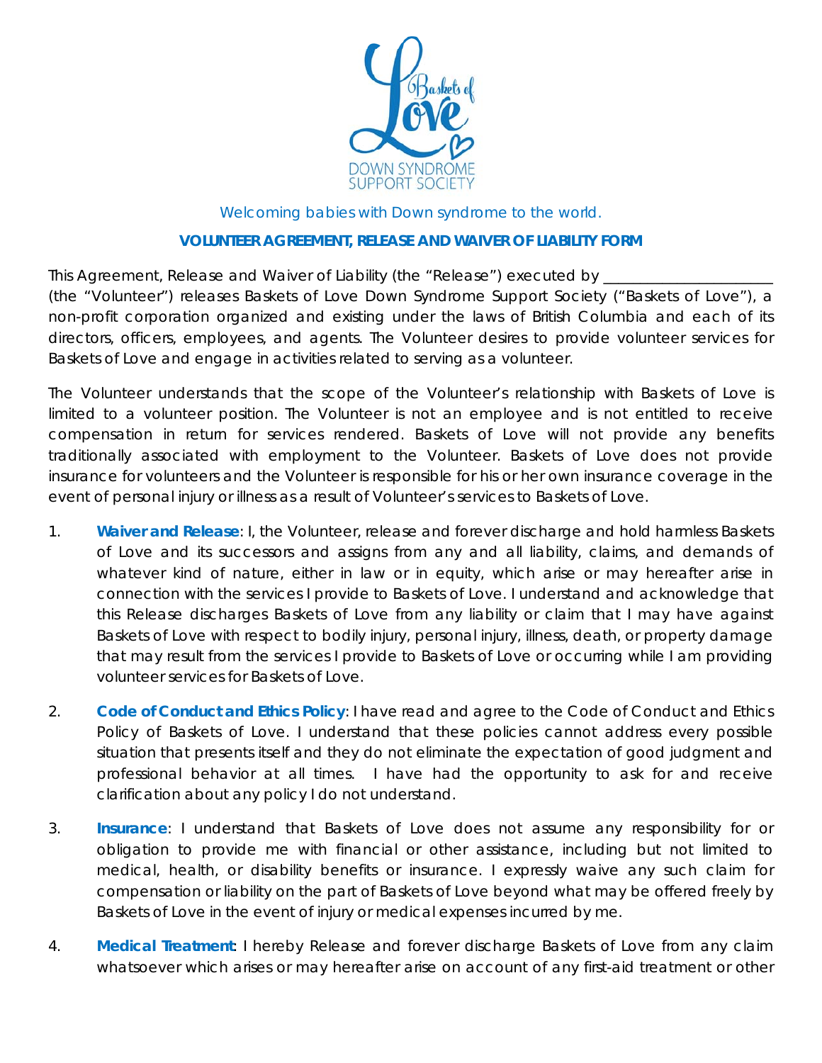Welcoming babies with Down syndrome to the world.

**VOLUNTEER AGREEMENT, RELEASE AND WAIVER OF LIABILITY FORM**

This Agreement, Release and Waiver of Liability (the "Release") executed by _____________________ (the "Volunteer") releases Baskets of Love Down Syndrome Support Society ("Baskets of Love"), a non-profit corporation organized and existing under the laws of British Columbia and each of its directors, officers, employees, and agents. The Volunteer desires to provide volunteer services for Baskets of Love and engage in activities related to serving as a volunteer.

The Volunteer understands that the scope of the Volunteer's relationship with Baskets of Love is limited to a volunteer position. The Volunteer is not an employee and is not entitled to receive compensation in return for services rendered. Baskets of Love will not provide any benefits traditionally associated with employment to the Volunteer. Baskets of Love does not provide insurance for volunteers and the Volunteer is responsible for his or her own insurance coverage in the event of personal injury or illness as a result of Volunteer's services to Baskets of Love.

1. **Waiver and Release**: I, the Volunteer, release and forever discharge and hold harmless Baskets of Love and its successors and assigns from any and all liability, claims, and demands of whatever kind of nature, either in law or in equity, which arise or may hereafter arise in connection with the services I provide to Baskets of Love. I understand and acknowledge that this Release discharges Baskets of Love from any liability or claim that I may have against Baskets of Love with respect to bodily injury, personal injury, illness, death, or property damage that may result from the services I provide to Baskets of Love or occurring while I am providing volunteer services for Baskets of Love.

2. **Code of Conduct and Ethics Policy**: I have read and agree to the Code of Conduct and Ethics Policy of Baskets of Love. I understand that these policies cannot address every possible situation that presents itself and they do not eliminate the expectation of good judgment and professional behavior at all times. I have had the opportunity to ask for and receive clarification about any policy I do not understand.

3. **Insurance**: I understand that Baskets of Love does not assume any responsibility for or obligation to provide me with financial or other assistance, including but not limited to medical, health, or disability benefits or insurance. I expressly waive any such claim for compensation or liability on the part of Baskets of Love beyond what may be offered freely by Baskets of Love in the event of injury or medical expenses incurred by me.

4. **Medical Treatment**: I hereby Release and forever discharge Baskets of Love from any claim whatsoever which arises or may hereafter arise on account of any first-aid treatment or other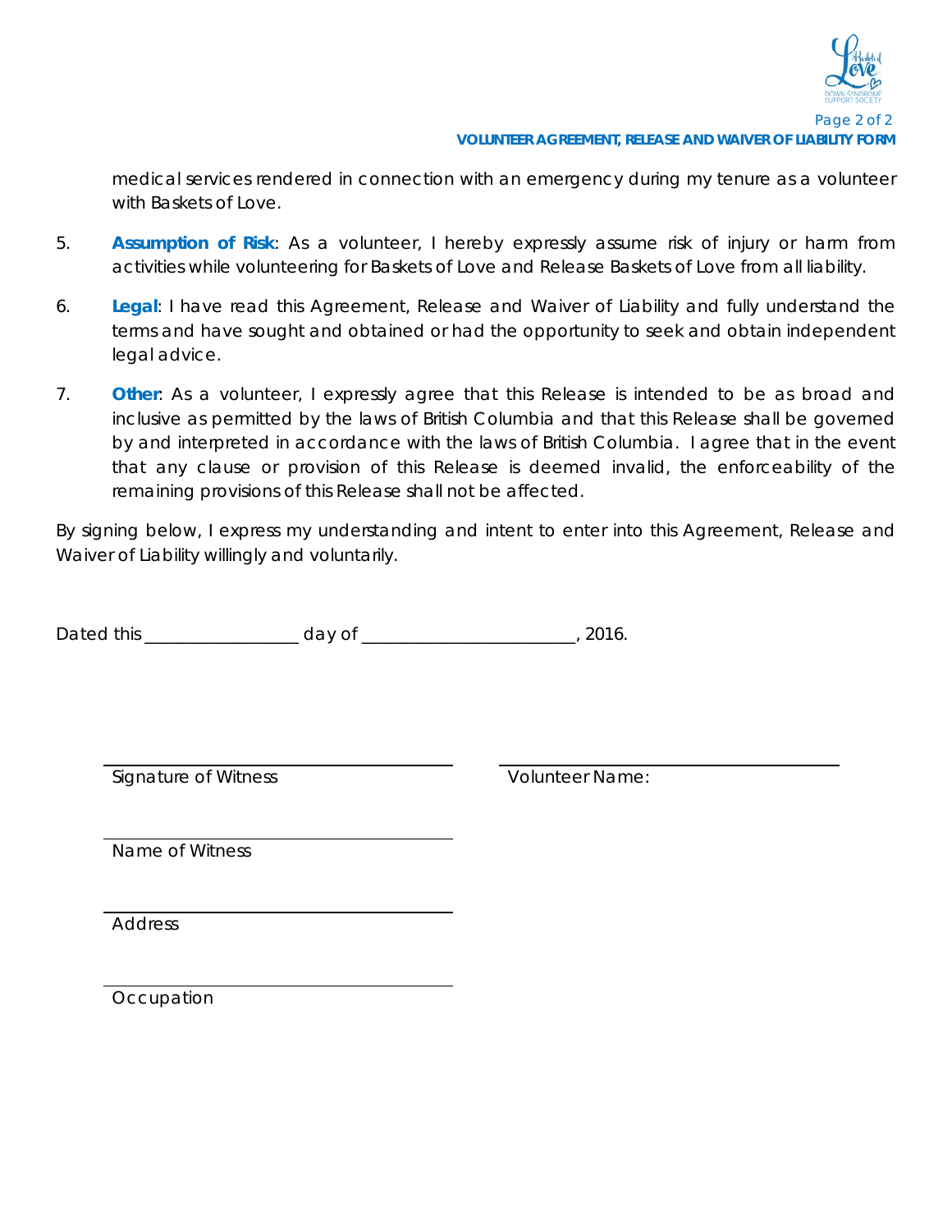medical services rendered in connection with an emergency during my tenure as a volunteer with Baskets of Love.

5. **Assumption of Risk**: As a volunteer, I hereby expressly assume risk of injury or harm from activities while volunteering for Baskets of Love and Release Baskets of Love from all liability.

6. **Legal**: I have read this Agreement, Release and Waiver of Liability and fully understand the terms and have sought and obtained or had the opportunity to seek and obtain independent legal advice.

7. **Other**: As a volunteer, I expressly agree that this Release is intended to be as broad and inclusive as permitted by the laws of British Columbia and that this Release shall be governed by and interpreted in accordance with the laws of British Columbia. I agree that in the event that any clause or provision of this Release is deemed invalid, the enforceability of the remaining provisions of this Release shall not be affected.

By signing below, I express my understanding and intent to enter into this Agreement, Release and Waiver of Liability willingly and voluntarily.

Dated this _________________ day of ________________________, 2016.

Signature of Witness

Volunteer Name:

Name of Witness

Address

Occupation